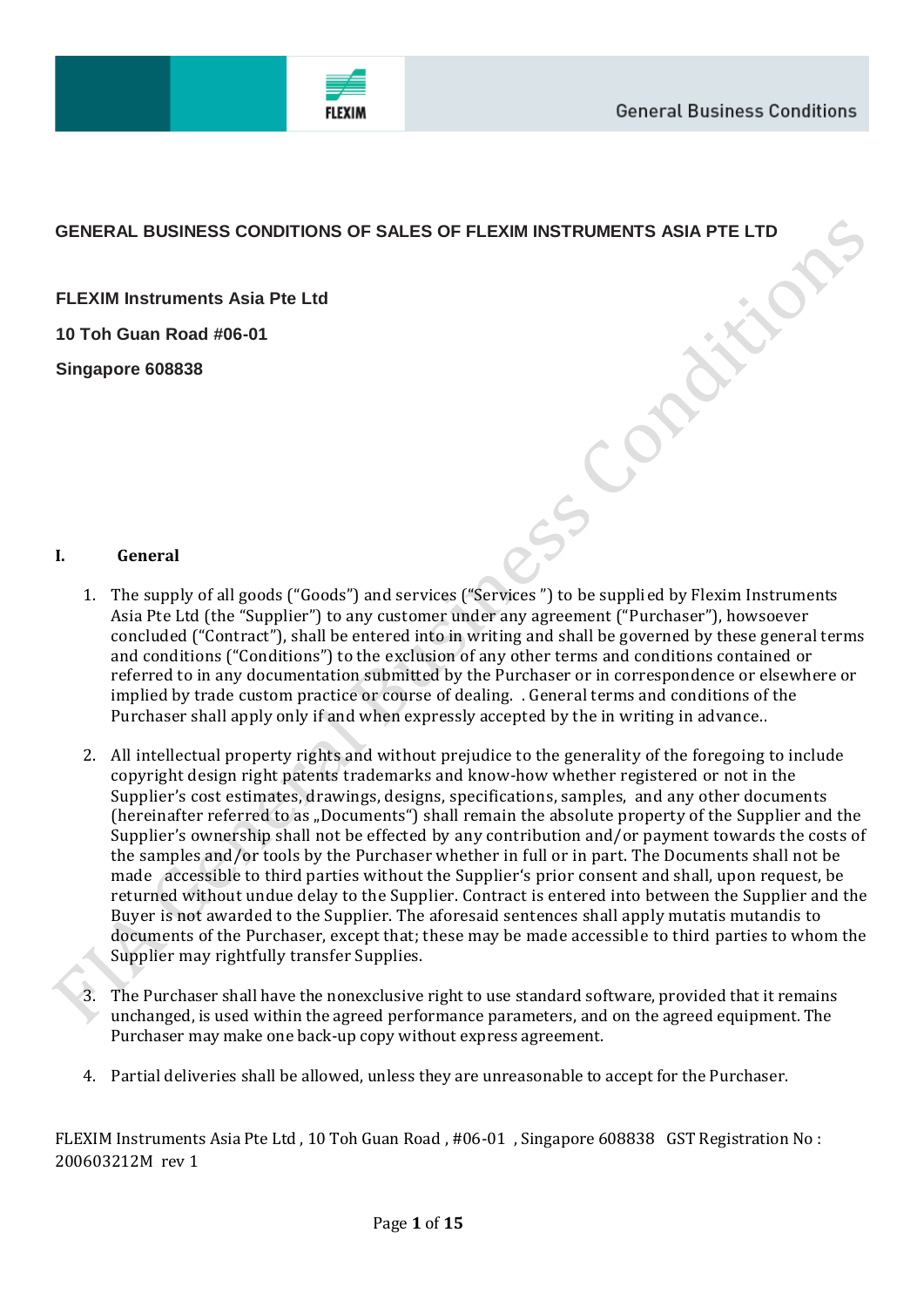# GENERAL BUSINESS CONDITIONS OF SALES OF FLEXIM INSTRUMENTS ASIA PTE LTD

**FLEXIM Instruments Asia Pte Ltd**

**10 Toh Guan Road #06-01**

**Singapore 608838**

## I. General

1. The supply of all goods ("Goods") and services ("Services ") to be supplied by Flexim Instruments Asia Pte Ltd (the "Supplier") to any customer under any agreement ("Purchaser"), howsoever concluded ("Contract"), shall be entered into in writing and shall be governed by these general terms and conditions ("Conditions") to the exclusion of any other terms and conditions contained or referred to in any documentation submitted by the Purchaser or in correspondence or elsewhere or implied by trade custom practice or course of dealing. . General terms and conditions of the Purchaser shall apply only if and when expressly accepted by the in writing in advance..

2. All intellectual property rights and without prejudice to the generality of the foregoing to include copyright design right patents trademarks and know-how whether registered or not in the Supplier's cost estimates, drawings, designs, specifications, samples, and any other documents (hereinafter referred to as „Documents") shall remain the absolute property of the Supplier and the Supplier's ownership shall not be effected by any contribution and/or payment towards the costs of the samples and/or tools by the Purchaser whether in full or in part. The Documents shall not be made accessible to third parties without the Supplier's prior consent and shall, upon request, be returned without undue delay to the Supplier. Contract is entered into between the Supplier and the Buyer is not awarded to the Supplier. The aforesaid sentences shall apply mutatis mutandis to documents of the Purchaser, except that; these may be made accessible to third parties to whom the Supplier may rightfully transfer Supplies.

3. The Purchaser shall have the nonexclusive right to use standard software, provided that it remains unchanged, is used within the agreed performance parameters, and on the agreed equipment. The Purchaser may make one back-up copy without express agreement.

4. Partial deliveries shall be allowed, unless they are unreasonable to accept for the Purchaser.

FLEXIM Instruments Asia Pte Ltd , 10 Toh Guan Road , #06-01 , Singapore 608838 GST Registration No : 200603212M rev 1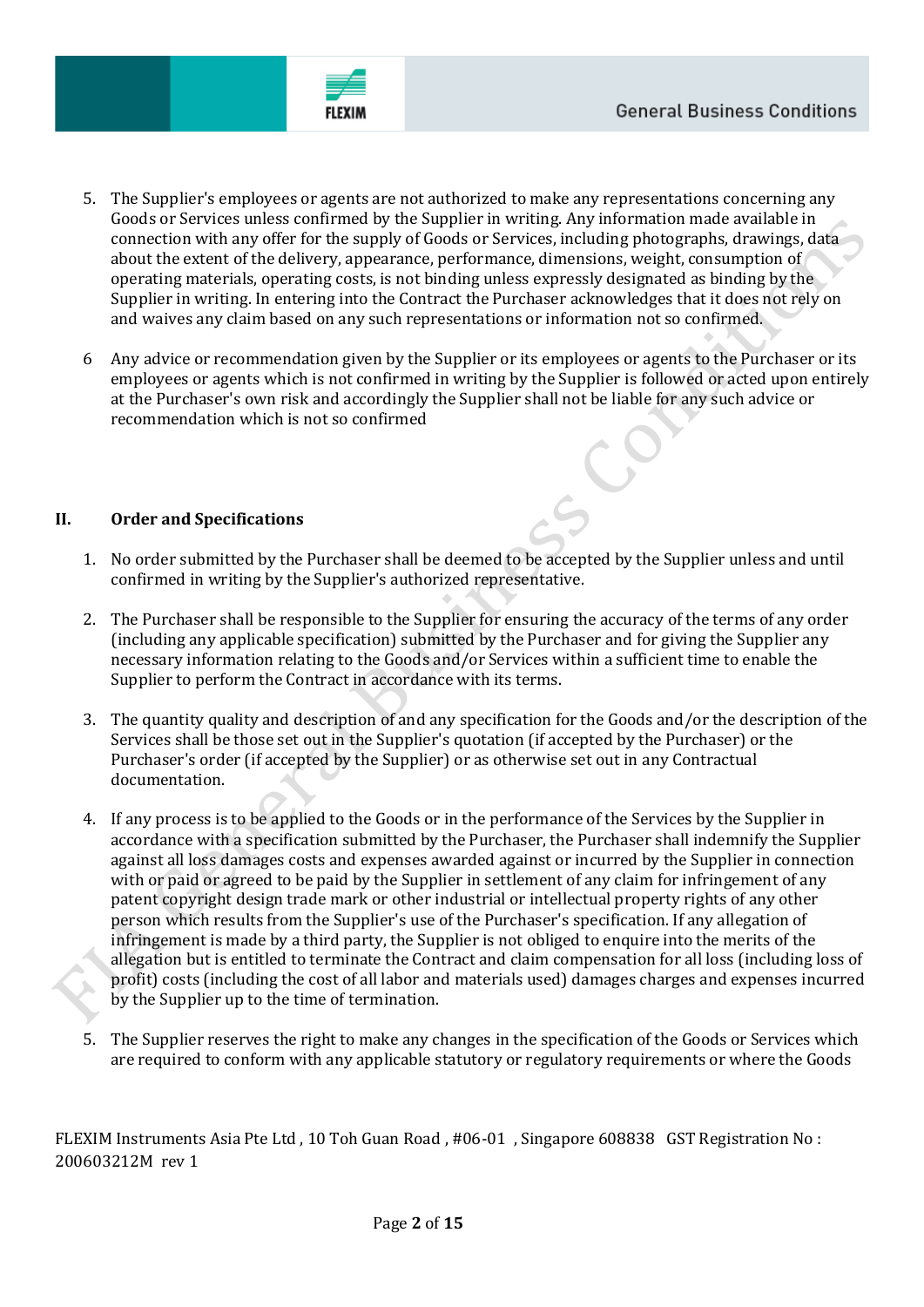5. The Supplier's employees or agents are not authorized to make any representations concerning any Goods or Services unless confirmed by the Supplier in writing. Any information made available in connection with any offer for the supply of Goods or Services, including photographs, drawings, data about the extent of the delivery, appearance, performance, dimensions, weight, consumption of operating materials, operating costs, is not binding unless expressly designated as binding by the Supplier in writing. In entering into the Contract the Purchaser acknowledges that it does not rely on and waives any claim based on any such representations or information not so confirmed.

6 Any advice or recommendation given by the Supplier or its employees or agents to the Purchaser or its employees or agents which is not confirmed in writing by the Supplier is followed or acted upon entirely at the Purchaser's own risk and accordingly the Supplier shall not be liable for any such advice or recommendation which is not so confirmed

## II. Order and Specifications

1. No order submitted by the Purchaser shall be deemed to be accepted by the Supplier unless and until confirmed in writing by the Supplier's authorized representative.

2. The Purchaser shall be responsible to the Supplier for ensuring the accuracy of the terms of any order (including any applicable specification) submitted by the Purchaser and for giving the Supplier any necessary information relating to the Goods and/or Services within a sufficient time to enable the Supplier to perform the Contract in accordance with its terms.

3. The quantity quality and description of and any specification for the Goods and/or the description of the Services shall be those set out in the Supplier's quotation (if accepted by the Purchaser) or the Purchaser's order (if accepted by the Supplier) or as otherwise set out in any Contractual documentation.

4. If any process is to be applied to the Goods or in the performance of the Services by the Supplier in accordance with a specification submitted by the Purchaser, the Purchaser shall indemnify the Supplier against all loss damages costs and expenses awarded against or incurred by the Supplier in connection with or paid or agreed to be paid by the Supplier in settlement of any claim for infringement of any patent copyright design trade mark or other industrial or intellectual property rights of any other person which results from the Supplier's use of the Purchaser's specification. If any allegation of infringement is made by a third party, the Supplier is not obliged to enquire into the merits of the allegation but is entitled to terminate the Contract and claim compensation for all loss (including loss of profit) costs (including the cost of all labor and materials used) damages charges and expenses incurred by the Supplier up to the time of termination.

5. The Supplier reserves the right to make any changes in the specification of the Goods or Services which are required to conform with any applicable statutory or regulatory requirements or where the Goods

FLEXIM Instruments Asia Pte Ltd , 10 Toh Guan Road , #06-01 , Singapore 608838 GST Registration No : 200603212M rev 1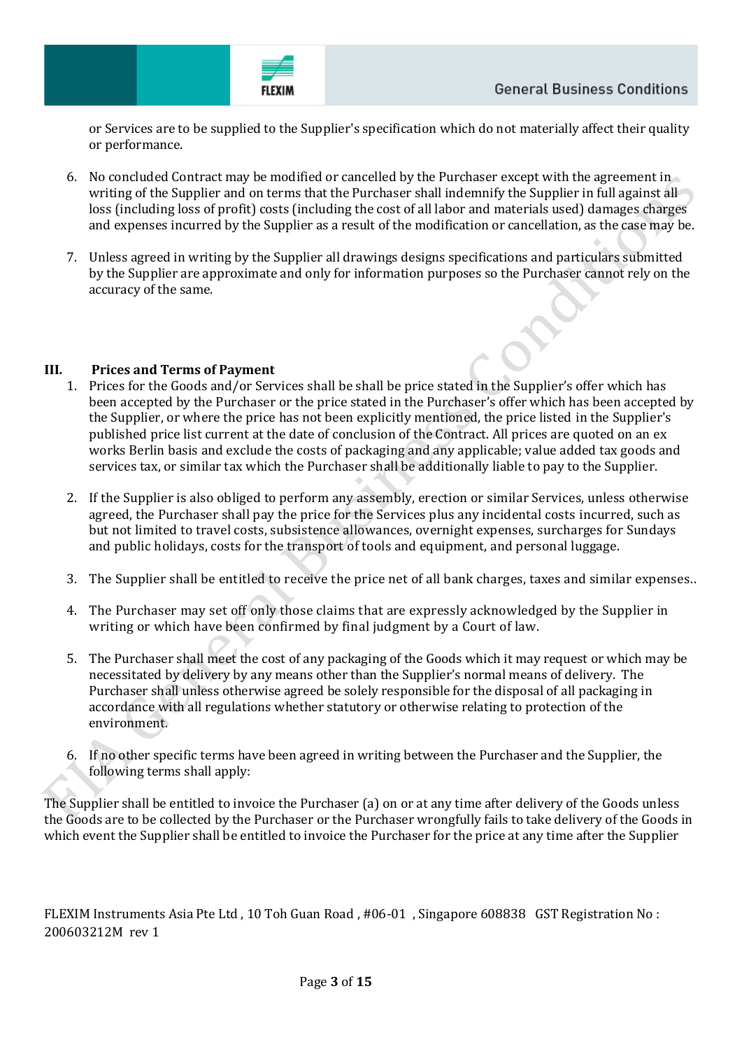or Services are to be supplied to the Supplier's specification which do not materially affect their quality or performance.

6. No concluded Contract may be modified or cancelled by the Purchaser except with the agreement in writing of the Supplier and on terms that the Purchaser shall indemnify the Supplier in full against all loss (including loss of profit) costs (including the cost of all labor and materials used) damages charges and expenses incurred by the Supplier as a result of the modification or cancellation, as the case may be.

7. Unless agreed in writing by the Supplier all drawings designs specifications and particulars submitted by the Supplier are approximate and only for information purposes so the Purchaser cannot rely on the accuracy of the same.

**III. Prices and Terms of Payment**

1. Prices for the Goods and/or Services shall be shall be price stated in the Supplier's offer which has been accepted by the Purchaser or the price stated in the Purchaser's offer which has been accepted by the Supplier, or where the price has not been explicitly mentioned, the price listed in the Supplier's published price list current at the date of conclusion of the Contract. All prices are quoted on an ex works Berlin basis and exclude the costs of packaging and any applicable; value added tax goods and services tax, or similar tax which the Purchaser shall be additionally liable to pay to the Supplier.

2. If the Supplier is also obliged to perform any assembly, erection or similar Services, unless otherwise agreed, the Purchaser shall pay the price for the Services plus any incidental costs incurred, such as but not limited to travel costs, subsistence allowances, overnight expenses, surcharges for Sundays and public holidays, costs for the transport of tools and equipment, and personal luggage.

3. The Supplier shall be entitled to receive the price net of all bank charges, taxes and similar expenses..

4. The Purchaser may set off only those claims that are expressly acknowledged by the Supplier in writing or which have been confirmed by final judgment by a Court of law.

5. The Purchaser shall meet the cost of any packaging of the Goods which it may request or which may be necessitated by delivery by any means other than the Supplier's normal means of delivery. The Purchaser shall unless otherwise agreed be solely responsible for the disposal of all packaging in accordance with all regulations whether statutory or otherwise relating to protection of the environment.

6. If no other specific terms have been agreed in writing between the Purchaser and the Supplier, the following terms shall apply:

The Supplier shall be entitled to invoice the Purchaser (a) on or at any time after delivery of the Goods unless the Goods are to be collected by the Purchaser or the Purchaser wrongfully fails to take delivery of the Goods in which event the Supplier shall be entitled to invoice the Purchaser for the price at any time after the Supplier

FLEXIM Instruments Asia Pte Ltd , 10 Toh Guan Road , #06-01 , Singapore 608838 GST Registration No : 200603212M rev 1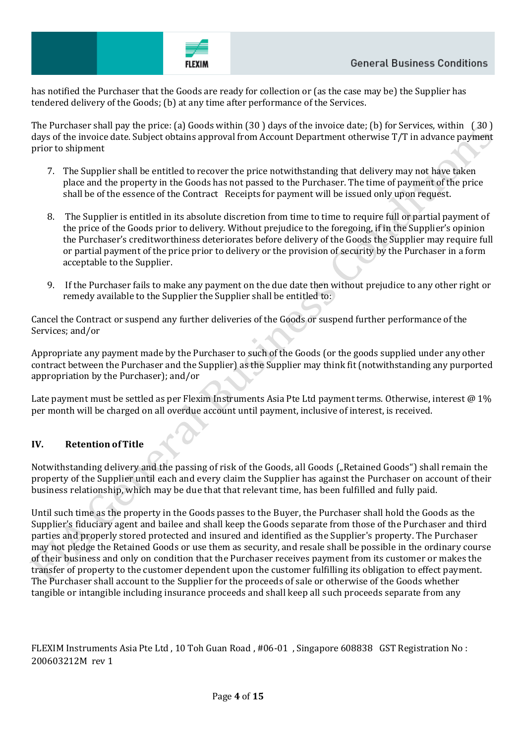has notified the Purchaser that the Goods are ready for collection or (as the case may be) the Supplier has tendered delivery of the Goods; (b) at any time after performance of the Services.

The Purchaser shall pay the price: (a) Goods within (30 ) days of the invoice date; (b) for Services, within ( 30 ) days of the invoice date. Subject obtains approval from Account Department otherwise T/T in advance payment prior to shipment

7. The Supplier shall be entitled to recover the price notwithstanding that delivery may not have taken place and the property in the Goods has not passed to the Purchaser. The time of payment of the price shall be of the essence of the Contract Receipts for payment will be issued only upon request.

8. The Supplier is entitled in its absolute discretion from time to time to require full or partial payment of the price of the Goods prior to delivery. Without prejudice to the foregoing, if in the Supplier's opinion the Purchaser's creditworthiness deteriorates before delivery of the Goods the Supplier may require full or partial payment of the price prior to delivery or the provision of security by the Purchaser in a form acceptable to the Supplier.

9. If the Purchaser fails to make any payment on the due date then without prejudice to any other right or remedy available to the Supplier the Supplier shall be entitled to:

Cancel the Contract or suspend any further deliveries of the Goods or suspend further performance of the Services; and/or

Appropriate any payment made by the Purchaser to such of the Goods (or the goods supplied under any other contract between the Purchaser and the Supplier) as the Supplier may think fit (notwithstanding any purported appropriation by the Purchaser); and/or

Late payment must be settled as per Flexim Instruments Asia Pte Ltd payment terms. Otherwise, interest @ 1% per month will be charged on all overdue account until payment, inclusive of interest, is received.

## IV. Retention of Title

Notwithstanding delivery and the passing of risk of the Goods, all Goods („Retained Goods") shall remain the property of the Supplier until each and every claim the Supplier has against the Purchaser on account of their business relationship, which may be due that that relevant time, has been fulfilled and fully paid.

Until such time as the property in the Goods passes to the Buyer, the Purchaser shall hold the Goods as the Supplier's fiduciary agent and bailee and shall keep the Goods separate from those of the Purchaser and third parties and properly stored protected and insured and identified as the Supplier's property. The Purchaser may not pledge the Retained Goods or use them as security, and resale shall be possible in the ordinary course of their business and only on condition that the Purchaser receives payment from its customer or makes the transfer of property to the customer dependent upon the customer fulfilling its obligation to effect payment. The Purchaser shall account to the Supplier for the proceeds of sale or otherwise of the Goods whether tangible or intangible including insurance proceeds and shall keep all such proceeds separate from any

FLEXIM Instruments Asia Pte Ltd , 10 Toh Guan Road , #06-01 , Singapore 608838 GST Registration No : 200603212M rev 1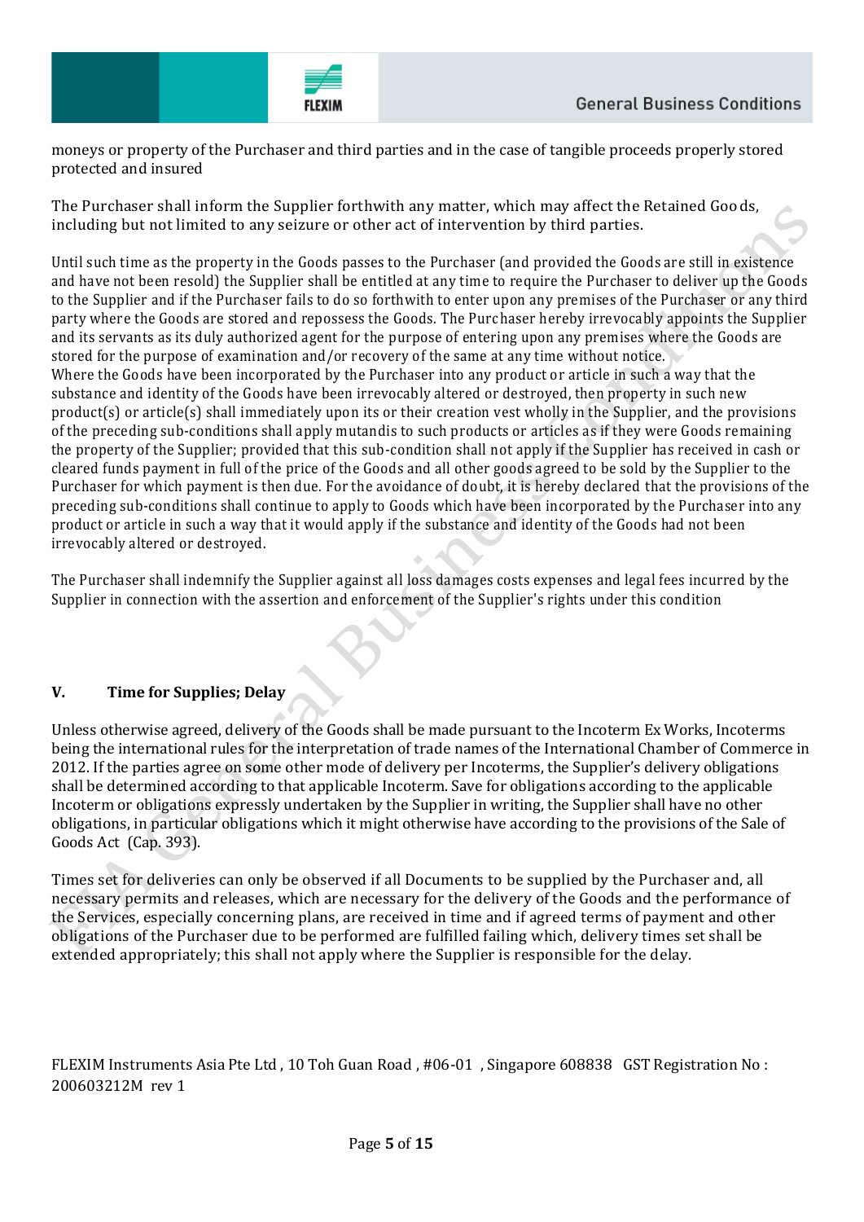moneys or property of the Purchaser and third parties and in the case of tangible proceeds properly stored protected and insured

The Purchaser shall inform the Supplier forthwith any matter, which may affect the Retained Goods, including but not limited to any seizure or other act of intervention by third parties.

Until such time as the property in the Goods passes to the Purchaser (and provided the Goods are still in existence and have not been resold) the Supplier shall be entitled at any time to require the Purchaser to deliver up the Goods to the Supplier and if the Purchaser fails to do so forthwith to enter upon any premises of the Purchaser or any third party where the Goods are stored and repossess the Goods. The Purchaser hereby irrevocably appoints the Supplier and its servants as its duly authorized agent for the purpose of entering upon any premises where the Goods are stored for the purpose of examination and/or recovery of the same at any time without notice.
Where the Goods have been incorporated by the Purchaser into any product or article in such a way that the substance and identity of the Goods have been irrevocably altered or destroyed, then property in such new product(s) or article(s) shall immediately upon its or their creation vest wholly in the Supplier, and the provisions of the preceding sub-conditions shall apply mutandis to such products or articles as if they were Goods remaining the property of the Supplier; provided that this sub-condition shall not apply if the Supplier has received in cash or cleared funds payment in full of the price of the Goods and all other goods agreed to be sold by the Supplier to the Purchaser for which payment is then due. For the avoidance of doubt, it is hereby declared that the provisions of the preceding sub-conditions shall continue to apply to Goods which have been incorporated by the Purchaser into any product or article in such a way that it would apply if the substance and identity of the Goods had not been irrevocably altered or destroyed.

The Purchaser shall indemnify the Supplier against all loss damages costs expenses and legal fees incurred by the Supplier in connection with the assertion and enforcement of the Supplier's rights under this condition

## V. Time for Supplies; Delay

Unless otherwise agreed, delivery of the Goods shall be made pursuant to the Incoterm Ex Works, Incoterms being the international rules for the interpretation of trade names of the International Chamber of Commerce in 2012. If the parties agree on some other mode of delivery per Incoterms, the Supplier's delivery obligations shall be determined according to that applicable Incoterm. Save for obligations according to the applicable Incoterm or obligations expressly undertaken by the Supplier in writing, the Supplier shall have no other obligations, in particular obligations which it might otherwise have according to the provisions of the Sale of Goods Act (Cap. 393).

Times set for deliveries can only be observed if all Documents to be supplied by the Purchaser and, all necessary permits and releases, which are necessary for the delivery of the Goods and the performance of the Services, especially concerning plans, are received in time and if agreed terms of payment and other obligations of the Purchaser due to be performed are fulfilled failing which, delivery times set shall be extended appropriately; this shall not apply where the Supplier is responsible for the delay.

FLEXIM Instruments Asia Pte Ltd , 10 Toh Guan Road , #06-01 , Singapore 608838 GST Registration No : 200603212M rev 1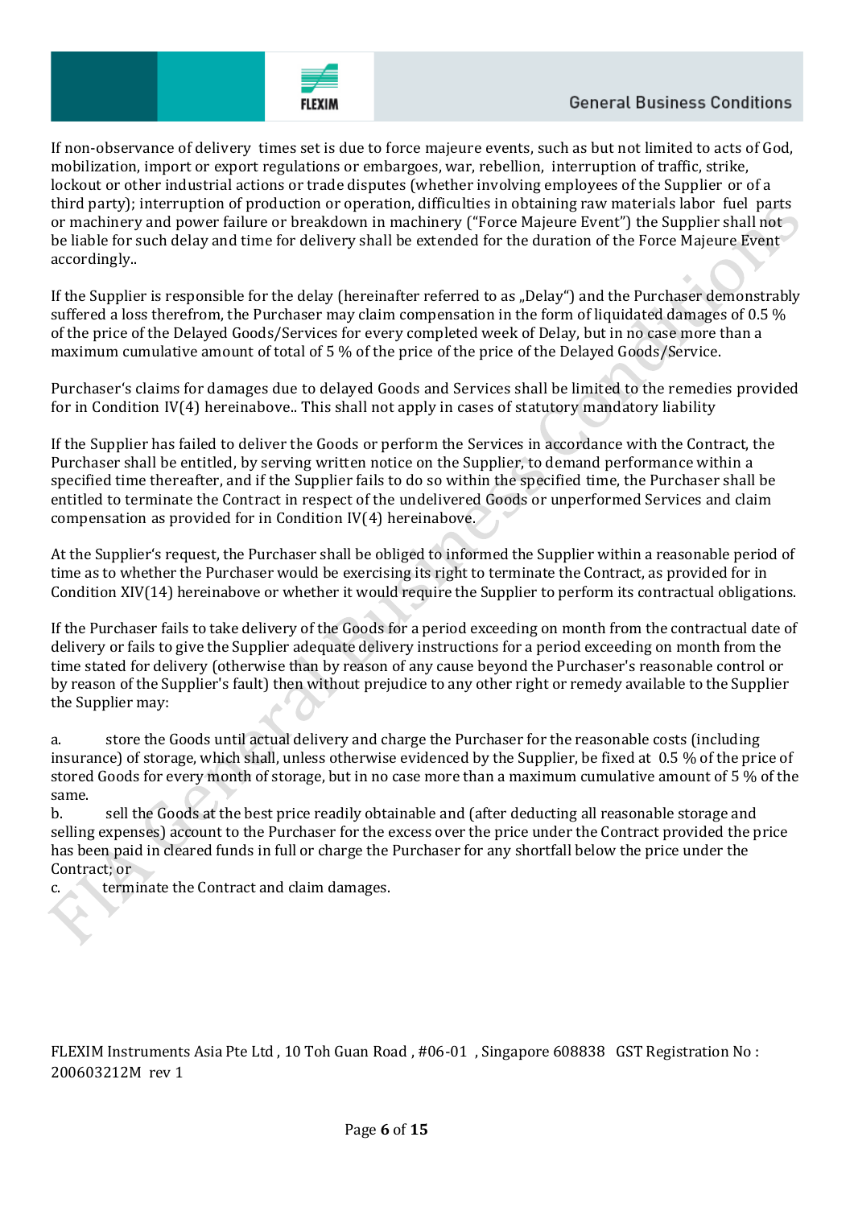If non-observance of delivery times set is due to force majeure events, such as but not limited to acts of God, mobilization, import or export regulations or embargoes, war, rebellion, interruption of traffic, strike, lockout or other industrial actions or trade disputes (whether involving employees of the Supplier or of a third party); interruption of production or operation, difficulties in obtaining raw materials labor fuel parts or machinery and power failure or breakdown in machinery ("Force Majeure Event") the Supplier shall not be liable for such delay and time for delivery shall be extended for the duration of the Force Majeure Event accordingly..

If the Supplier is responsible for the delay (hereinafter referred to as „Delay") and the Purchaser demonstrably suffered a loss therefrom, the Purchaser may claim compensation in the form of liquidated damages of 0.5 % of the price of the Delayed Goods/Services for every completed week of Delay, but in no case more than a maximum cumulative amount of total of 5 % of the price of the price of the Delayed Goods/Service.

Purchaser's claims for damages due to delayed Goods and Services shall be limited to the remedies provided for in Condition IV(4) hereinabove.. This shall not apply in cases of statutory mandatory liability

If the Supplier has failed to deliver the Goods or perform the Services in accordance with the Contract, the Purchaser shall be entitled, by serving written notice on the Supplier, to demand performance within a specified time thereafter, and if the Supplier fails to do so within the specified time, the Purchaser shall be entitled to terminate the Contract in respect of the undelivered Goods or unperformed Services and claim compensation as provided for in Condition IV(4) hereinabove.

At the Supplier's request, the Purchaser shall be obliged to informed the Supplier within a reasonable period of time as to whether the Purchaser would be exercising its right to terminate the Contract, as provided for in Condition XIV(14) hereinabove or whether it would require the Supplier to perform its contractual obligations.

If the Purchaser fails to take delivery of the Goods for a period exceeding on month from the contractual date of delivery or fails to give the Supplier adequate delivery instructions for a period exceeding on month from the time stated for delivery (otherwise than by reason of any cause beyond the Purchaser's reasonable control or by reason of the Supplier's fault) then without prejudice to any other right or remedy available to the Supplier the Supplier may:

a. store the Goods until actual delivery and charge the Purchaser for the reasonable costs (including insurance) of storage, which shall, unless otherwise evidenced by the Supplier, be fixed at 0.5 % of the price of stored Goods for every month of storage, but in no case more than a maximum cumulative amount of 5 % of the same.

b. sell the Goods at the best price readily obtainable and (after deducting all reasonable storage and selling expenses) account to the Purchaser for the excess over the price under the Contract provided the price has been paid in cleared funds in full or charge the Purchaser for any shortfall below the price under the Contract; or

c. terminate the Contract and claim damages.

FLEXIM Instruments Asia Pte Ltd , 10 Toh Guan Road , #06-01 , Singapore 608838 GST Registration No : 200603212M rev 1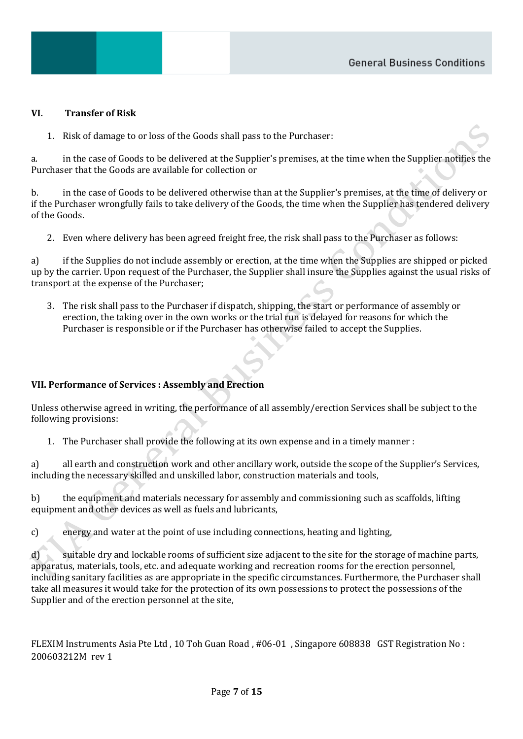## VI. Transfer of Risk

1. Risk of damage to or loss of the Goods shall pass to the Purchaser:

a. in the case of Goods to be delivered at the Supplier's premises, at the time when the Supplier notifies the Purchaser that the Goods are available for collection or

b. in the case of Goods to be delivered otherwise than at the Supplier's premises, at the time of delivery or if the Purchaser wrongfully fails to take delivery of the Goods, the time when the Supplier has tendered delivery of the Goods.

2. Even where delivery has been agreed freight free, the risk shall pass to the Purchaser as follows:

a) if the Supplies do not include assembly or erection, at the time when the Supplies are shipped or picked up by the carrier. Upon request of the Purchaser, the Supplier shall insure the Supplies against the usual risks of transport at the expense of the Purchaser;

3. The risk shall pass to the Purchaser if dispatch, shipping, the start or performance of assembly or erection, the taking over in the own works or the trial run is delayed for reasons for which the Purchaser is responsible or if the Purchaser has otherwise failed to accept the Supplies.

## VII. Performance of Services : Assembly and Erection

Unless otherwise agreed in writing, the performance of all assembly/erection Services shall be subject to the following provisions:

1. The Purchaser shall provide the following at its own expense and in a timely manner :

a) all earth and construction work and other ancillary work, outside the scope of the Supplier's Services, including the necessary skilled and unskilled labor, construction materials and tools,

b) the equipment and materials necessary for assembly and commissioning such as scaffolds, lifting equipment and other devices as well as fuels and lubricants,

c) energy and water at the point of use including connections, heating and lighting,

d) suitable dry and lockable rooms of sufficient size adjacent to the site for the storage of machine parts, apparatus, materials, tools, etc. and adequate working and recreation rooms for the erection personnel, including sanitary facilities as are appropriate in the specific circumstances. Furthermore, the Purchaser shall take all measures it would take for the protection of its own possessions to protect the possessions of the Supplier and of the erection personnel at the site,

FLEXIM Instruments Asia Pte Ltd , 10 Toh Guan Road , #06-01 , Singapore 608838 GST Registration No : 200603212M rev 1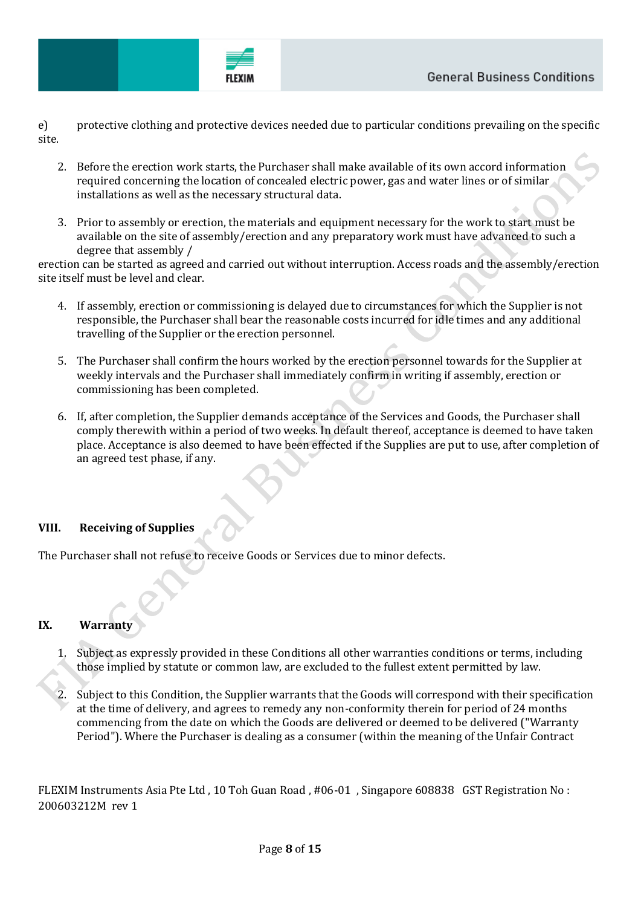e) protective clothing and protective devices needed due to particular conditions prevailing on the specific site.

2. Before the erection work starts, the Purchaser shall make available of its own accord information required concerning the location of concealed electric power, gas and water lines or of similar installations as well as the necessary structural data.

3. Prior to assembly or erection, the materials and equipment necessary for the work to start must be available on the site of assembly/erection and any preparatory work must have advanced to such a degree that assembly / erection can be started as agreed and carried out without interruption. Access roads and the assembly/erection site itself must be level and clear.

4. If assembly, erection or commissioning is delayed due to circumstances for which the Supplier is not responsible, the Purchaser shall bear the reasonable costs incurred for idle times and any additional travelling of the Supplier or the erection personnel.

5. The Purchaser shall confirm the hours worked by the erection personnel towards for the Supplier at weekly intervals and the Purchaser shall immediately confirm in writing if assembly, erection or commissioning has been completed.

6. If, after completion, the Supplier demands acceptance of the Services and Goods, the Purchaser shall comply therewith within a period of two weeks. In default thereof, acceptance is deemed to have taken place. Acceptance is also deemed to have been effected if the Supplies are put to use, after completion of an agreed test phase, if any.

## VIII. Receiving of Supplies

The Purchaser shall not refuse to receive Goods or Services due to minor defects.

## IX. Warranty

1. Subject as expressly provided in these Conditions all other warranties conditions or terms, including those implied by statute or common law, are excluded to the fullest extent permitted by law.

2. Subject to this Condition, the Supplier warrants that the Goods will correspond with their specification at the time of delivery, and agrees to remedy any non-conformity therein for period of 24 months commencing from the date on which the Goods are delivered or deemed to be delivered ("Warranty Period"). Where the Purchaser is dealing as a consumer (within the meaning of the Unfair Contract

FLEXIM Instruments Asia Pte Ltd , 10 Toh Guan Road , #06-01 , Singapore 608838 GST Registration No : 200603212M rev 1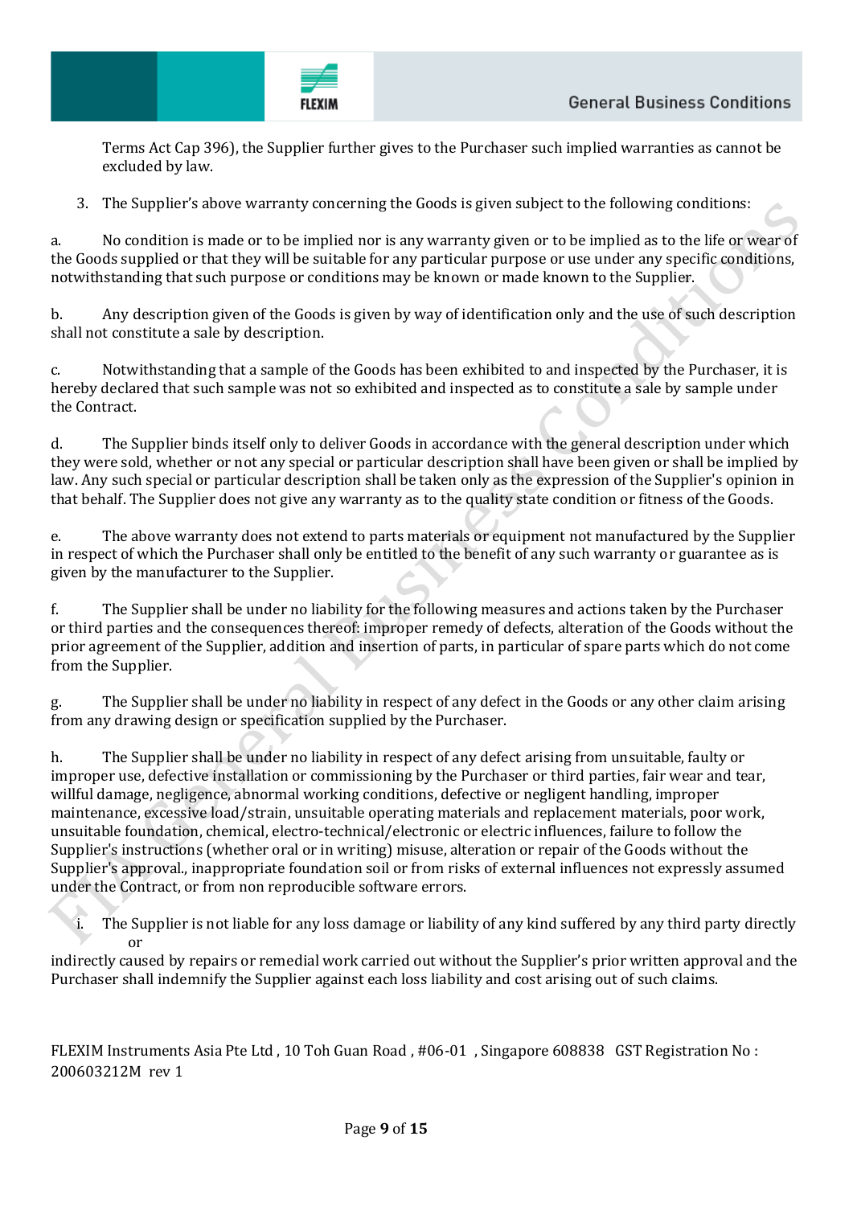Terms Act Cap 396), the Supplier further gives to the Purchaser such implied warranties as cannot be excluded by law.

3. The Supplier's above warranty concerning the Goods is given subject to the following conditions:

a. No condition is made or to be implied nor is any warranty given or to be implied as to the life or wear of the Goods supplied or that they will be suitable for any particular purpose or use under any specific conditions, notwithstanding that such purpose or conditions may be known or made known to the Supplier.

b. Any description given of the Goods is given by way of identification only and the use of such description shall not constitute a sale by description.

c. Notwithstanding that a sample of the Goods has been exhibited to and inspected by the Purchaser, it is hereby declared that such sample was not so exhibited and inspected as to constitute a sale by sample under the Contract.

d. The Supplier binds itself only to deliver Goods in accordance with the general description under which they were sold, whether or not any special or particular description shall have been given or shall be implied by law. Any such special or particular description shall be taken only as the expression of the Supplier's opinion in that behalf. The Supplier does not give any warranty as to the quality state condition or fitness of the Goods.

e. The above warranty does not extend to parts materials or equipment not manufactured by the Supplier in respect of which the Purchaser shall only be entitled to the benefit of any such warranty or guarantee as is given by the manufacturer to the Supplier.

f. The Supplier shall be under no liability for the following measures and actions taken by the Purchaser or third parties and the consequences thereof: improper remedy of defects, alteration of the Goods without the prior agreement of the Supplier, addition and insertion of parts, in particular of spare parts which do not come from the Supplier.

g. The Supplier shall be under no liability in respect of any defect in the Goods or any other claim arising from any drawing design or specification supplied by the Purchaser.

h. The Supplier shall be under no liability in respect of any defect arising from unsuitable, faulty or improper use, defective installation or commissioning by the Purchaser or third parties, fair wear and tear, willful damage, negligence, abnormal working conditions, defective or negligent handling, improper maintenance, excessive load/strain, unsuitable operating materials and replacement materials, poor work, unsuitable foundation, chemical, electro-technical/electronic or electric influences, failure to follow the Supplier's instructions (whether oral or in writing) misuse, alteration or repair of the Goods without the Supplier's approval., inappropriate foundation soil or from risks of external influences not expressly assumed under the Contract, or from non reproducible software errors.

i. The Supplier is not liable for any loss damage or liability of any kind suffered by any third party directly or indirectly caused by repairs or remedial work carried out without the Supplier's prior written approval and the Purchaser shall indemnify the Supplier against each loss liability and cost arising out of such claims.

FLEXIM Instruments Asia Pte Ltd , 10 Toh Guan Road , #06-01 , Singapore 608838 GST Registration No : 200603212M rev 1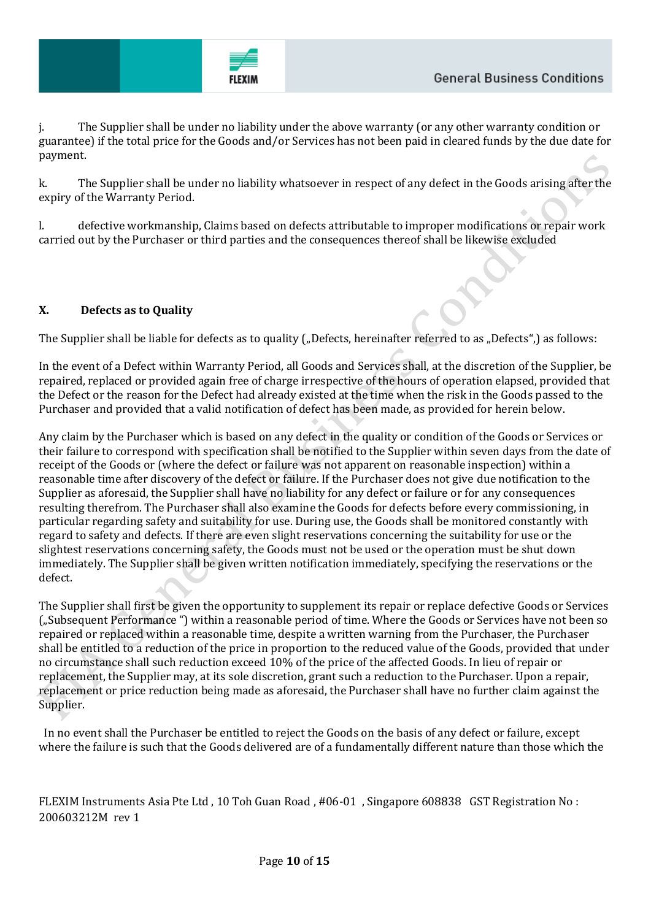j. The Supplier shall be under no liability under the above warranty (or any other warranty condition or guarantee) if the total price for the Goods and/or Services has not been paid in cleared funds by the due date for payment.

k. The Supplier shall be under no liability whatsoever in respect of any defect in the Goods arising after the expiry of the Warranty Period.

l. defective workmanship, Claims based on defects attributable to improper modifications or repair work carried out by the Purchaser or third parties and the consequences thereof shall be likewise excluded

## X. Defects as to Quality

The Supplier shall be liable for defects as to quality („Defects, hereinafter referred to as „Defects",) as follows:

In the event of a Defect within Warranty Period, all Goods and Services shall, at the discretion of the Supplier, be repaired, replaced or provided again free of charge irrespective of the hours of operation elapsed, provided that the Defect or the reason for the Defect had already existed at the time when the risk in the Goods passed to the Purchaser and provided that a valid notification of defect has been made, as provided for herein below.

Any claim by the Purchaser which is based on any defect in the quality or condition of the Goods or Services or their failure to correspond with specification shall be notified to the Supplier within seven days from the date of receipt of the Goods or (where the defect or failure was not apparent on reasonable inspection) within a reasonable time after discovery of the defect or failure. If the Purchaser does not give due notification to the Supplier as aforesaid, the Supplier shall have no liability for any defect or failure or for any consequences resulting therefrom. The Purchaser shall also examine the Goods for defects before every commissioning, in particular regarding safety and suitability for use. During use, the Goods shall be monitored constantly with regard to safety and defects. If there are even slight reservations concerning the suitability for use or the slightest reservations concerning safety, the Goods must not be used or the operation must be shut down immediately. The Supplier shall be given written notification immediately, specifying the reservations or the defect.

The Supplier shall first be given the opportunity to supplement its repair or replace defective Goods or Services („Subsequent Performance ") within a reasonable period of time. Where the Goods or Services have not been so repaired or replaced within a reasonable time, despite a written warning from the Purchaser, the Purchaser shall be entitled to a reduction of the price in proportion to the reduced value of the Goods, provided that under no circumstance shall such reduction exceed 10% of the price of the affected Goods. In lieu of repair or replacement, the Supplier may, at its sole discretion, grant such a reduction to the Purchaser. Upon a repair, replacement or price reduction being made as aforesaid, the Purchaser shall have no further claim against the Supplier.

In no event shall the Purchaser be entitled to reject the Goods on the basis of any defect or failure, except where the failure is such that the Goods delivered are of a fundamentally different nature than those which the

FLEXIM Instruments Asia Pte Ltd , 10 Toh Guan Road , #06-01 , Singapore 608838 GST Registration No : 200603212M rev 1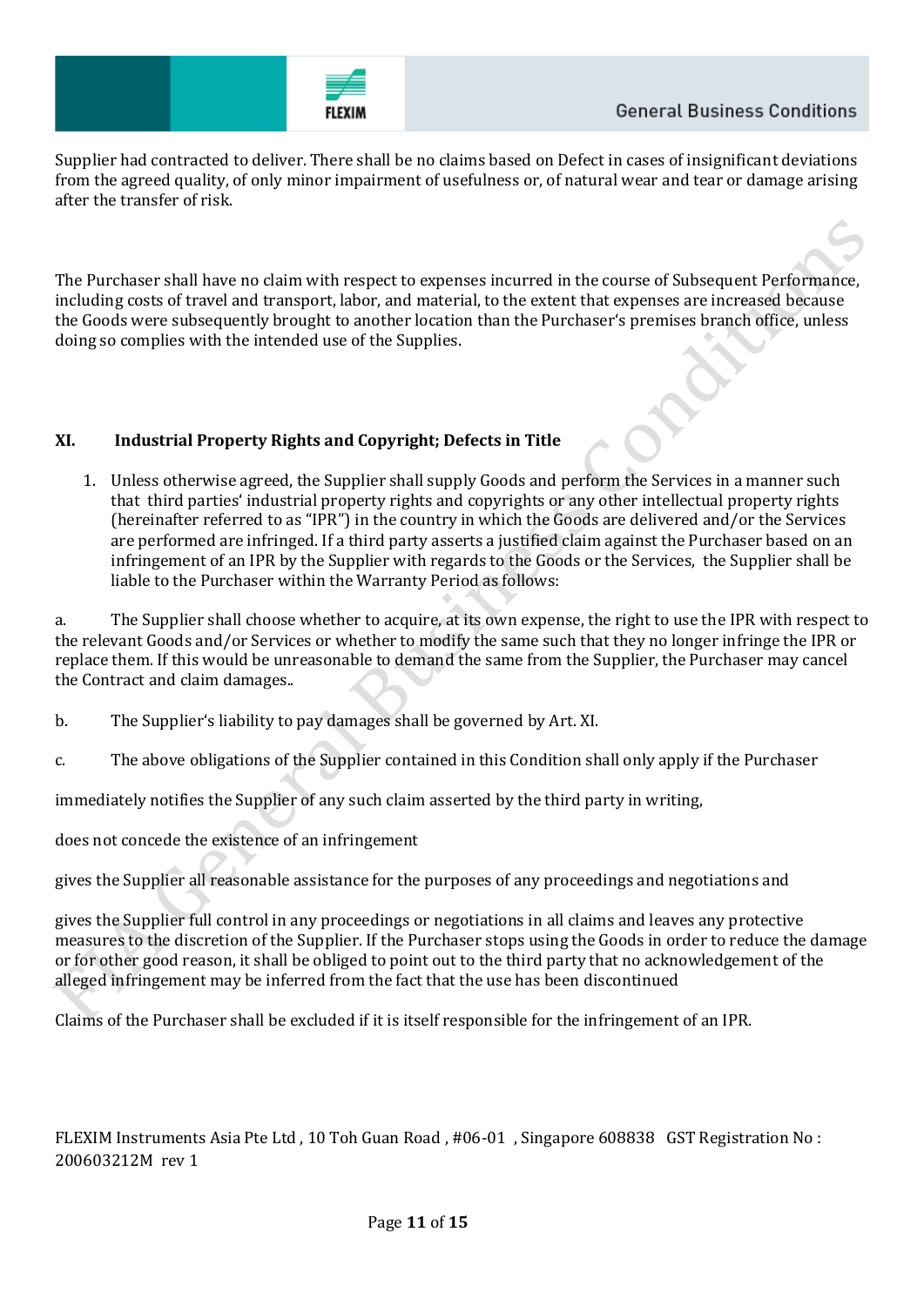Supplier had contracted to deliver. There shall be no claims based on Defect in cases of insignificant deviations from the agreed quality, of only minor impairment of usefulness or, of natural wear and tear or damage arising after the transfer of risk.

The Purchaser shall have no claim with respect to expenses incurred in the course of Subsequent Performance, including costs of travel and transport, labor, and material, to the extent that expenses are increased because the Goods were subsequently brought to another location than the Purchaser's premises branch office, unless doing so complies with the intended use of the Supplies.

## XI. Industrial Property Rights and Copyright; Defects in Title

1. Unless otherwise agreed, the Supplier shall supply Goods and perform the Services in a manner such that third parties' industrial property rights and copyrights or any other intellectual property rights (hereinafter referred to as "IPR") in the country in which the Goods are delivered and/or the Services are performed are infringed. If a third party asserts a justified claim against the Purchaser based on an infringement of an IPR by the Supplier with regards to the Goods or the Services, the Supplier shall be liable to the Purchaser within the Warranty Period as follows:

a. The Supplier shall choose whether to acquire, at its own expense, the right to use the IPR with respect to the relevant Goods and/or Services or whether to modify the same such that they no longer infringe the IPR or replace them. If this would be unreasonable to demand the same from the Supplier, the Purchaser may cancel the Contract and claim damages..

b. The Supplier's liability to pay damages shall be governed by Art. XI.

c. The above obligations of the Supplier contained in this Condition shall only apply if the Purchaser

immediately notifies the Supplier of any such claim asserted by the third party in writing,

does not concede the existence of an infringement

gives the Supplier all reasonable assistance for the purposes of any proceedings and negotiations and

gives the Supplier full control in any proceedings or negotiations in all claims and leaves any protective measures to the discretion of the Supplier. If the Purchaser stops using the Goods in order to reduce the damage or for other good reason, it shall be obliged to point out to the third party that no acknowledgement of the alleged infringement may be inferred from the fact that the use has been discontinued

Claims of the Purchaser shall be excluded if it is itself responsible for the infringement of an IPR.

FLEXIM Instruments Asia Pte Ltd , 10 Toh Guan Road , #06-01 , Singapore 608838 GST Registration No : 200603212M rev 1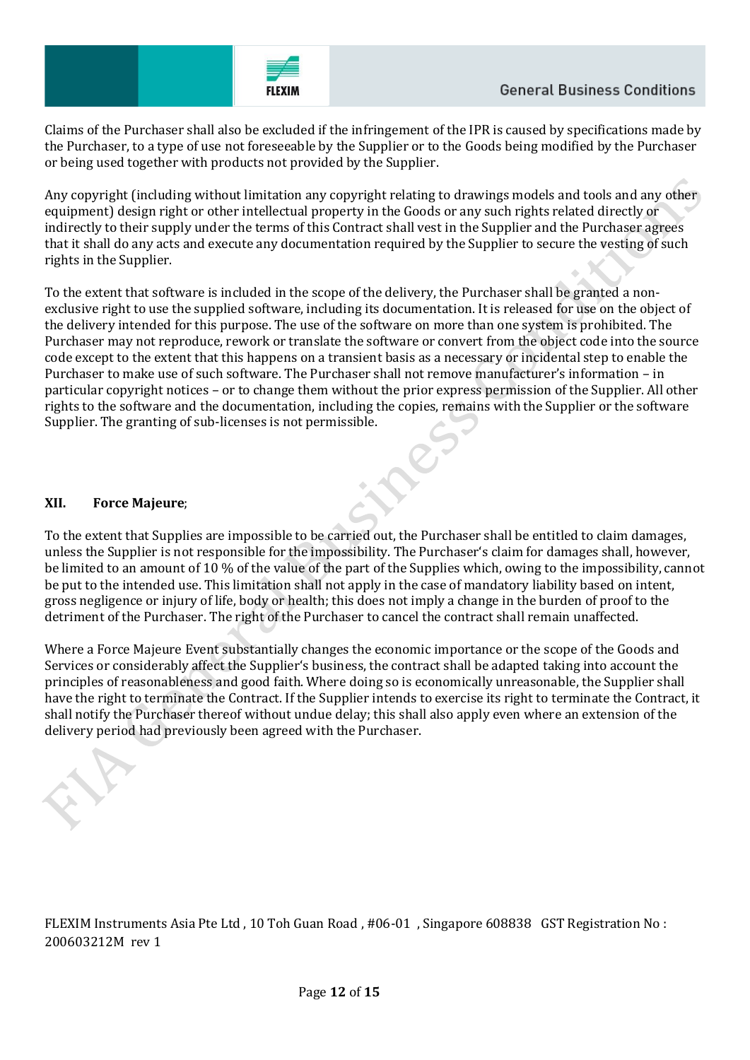Claims of the Purchaser shall also be excluded if the infringement of the IPR is caused by specifications made by the Purchaser, to a type of use not foreseeable by the Supplier or to the Goods being modified by the Purchaser or being used together with products not provided by the Supplier.

Any copyright (including without limitation any copyright relating to drawings models and tools and any other equipment) design right or other intellectual property in the Goods or any such rights related directly or indirectly to their supply under the terms of this Contract shall vest in the Supplier and the Purchaser agrees that it shall do any acts and execute any documentation required by the Supplier to secure the vesting of such rights in the Supplier.

To the extent that software is included in the scope of the delivery, the Purchaser shall be granted a non-exclusive right to use the supplied software, including its documentation. It is released for use on the object of the delivery intended for this purpose. The use of the software on more than one system is prohibited. The Purchaser may not reproduce, rework or translate the software or convert from the object code into the source code except to the extent that this happens on a transient basis as a necessary or incidental step to enable the Purchaser to make use of such software. The Purchaser shall not remove manufacturer's information – in particular copyright notices – or to change them without the prior express permission of the Supplier. All other rights to the software and the documentation, including the copies, remains with the Supplier or the software Supplier. The granting of sub-licenses is not permissible.

## XII. Force Majeure;

To the extent that Supplies are impossible to be carried out, the Purchaser shall be entitled to claim damages, unless the Supplier is not responsible for the impossibility. The Purchaser's claim for damages shall, however, be limited to an amount of 10 % of the value of the part of the Supplies which, owing to the impossibility, cannot be put to the intended use. This limitation shall not apply in the case of mandatory liability based on intent, gross negligence or injury of life, body or health; this does not imply a change in the burden of proof to the detriment of the Purchaser. The right of the Purchaser to cancel the contract shall remain unaffected.

Where a Force Majeure Event substantially changes the economic importance or the scope of the Goods and Services or considerably affect the Supplier's business, the contract shall be adapted taking into account the principles of reasonableness and good faith. Where doing so is economically unreasonable, the Supplier shall have the right to terminate the Contract. If the Supplier intends to exercise its right to terminate the Contract, it shall notify the Purchaser thereof without undue delay; this shall also apply even where an extension of the delivery period had previously been agreed with the Purchaser.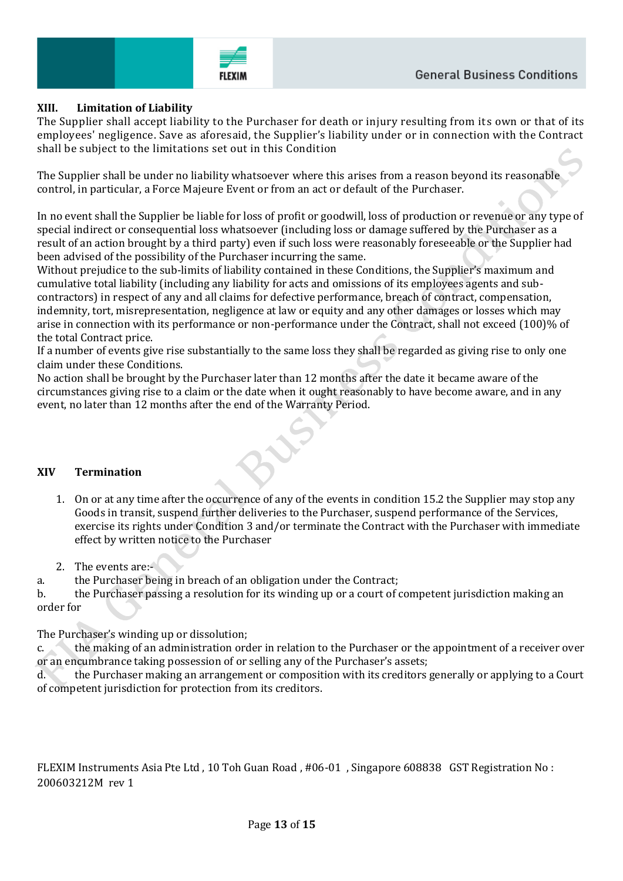## XIII. Limitation of Liability

The Supplier shall accept liability to the Purchaser for death or injury resulting from its own or that of its employees' negligence. Save as aforesaid, the Supplier's liability under or in connection with the Contract shall be subject to the limitations set out in this Condition

The Supplier shall be under no liability whatsoever where this arises from a reason beyond its reasonable control, in particular, a Force Majeure Event or from an act or default of the Purchaser.

In no event shall the Supplier be liable for loss of profit or goodwill, loss of production or revenue or any type of special indirect or consequential loss whatsoever (including loss or damage suffered by the Purchaser as a result of an action brought by a third party) even if such loss were reasonably foreseeable or the Supplier had been advised of the possibility of the Purchaser incurring the same.

Without prejudice to the sub-limits of liability contained in these Conditions, the Supplier's maximum and cumulative total liability (including any liability for acts and omissions of its employees agents and sub-contractors) in respect of any and all claims for defective performance, breach of contract, compensation, indemnity, tort, misrepresentation, negligence at law or equity and any other damages or losses which may arise in connection with its performance or non-performance under the Contract, shall not exceed (100)% of the total Contract price.

If a number of events give rise substantially to the same loss they shall be regarded as giving rise to only one claim under these Conditions.

No action shall be brought by the Purchaser later than 12 months after the date it became aware of the circumstances giving rise to a claim or the date when it ought reasonably to have become aware, and in any event, no later than 12 months after the end of the Warranty Period.

## XIV Termination

1. On or at any time after the occurrence of any of the events in condition 15.2 the Supplier may stop any Goods in transit, suspend further deliveries to the Purchaser, suspend performance of the Services, exercise its rights under Condition 3 and/or terminate the Contract with the Purchaser with immediate effect by written notice to the Purchaser

2. The events are:-

a. the Purchaser being in breach of an obligation under the Contract;

b. the Purchaser passing a resolution for its winding up or a court of competent jurisdiction making an order for

The Purchaser's winding up or dissolution;

c. the making of an administration order in relation to the Purchaser or the appointment of a receiver over or an encumbrance taking possession of or selling any of the Purchaser's assets;

d. the Purchaser making an arrangement or composition with its creditors generally or applying to a Court of competent jurisdiction for protection from its creditors.

FLEXIM Instruments Asia Pte Ltd , 10 Toh Guan Road , #06-01 , Singapore 608838 GST Registration No : 200603212M rev 1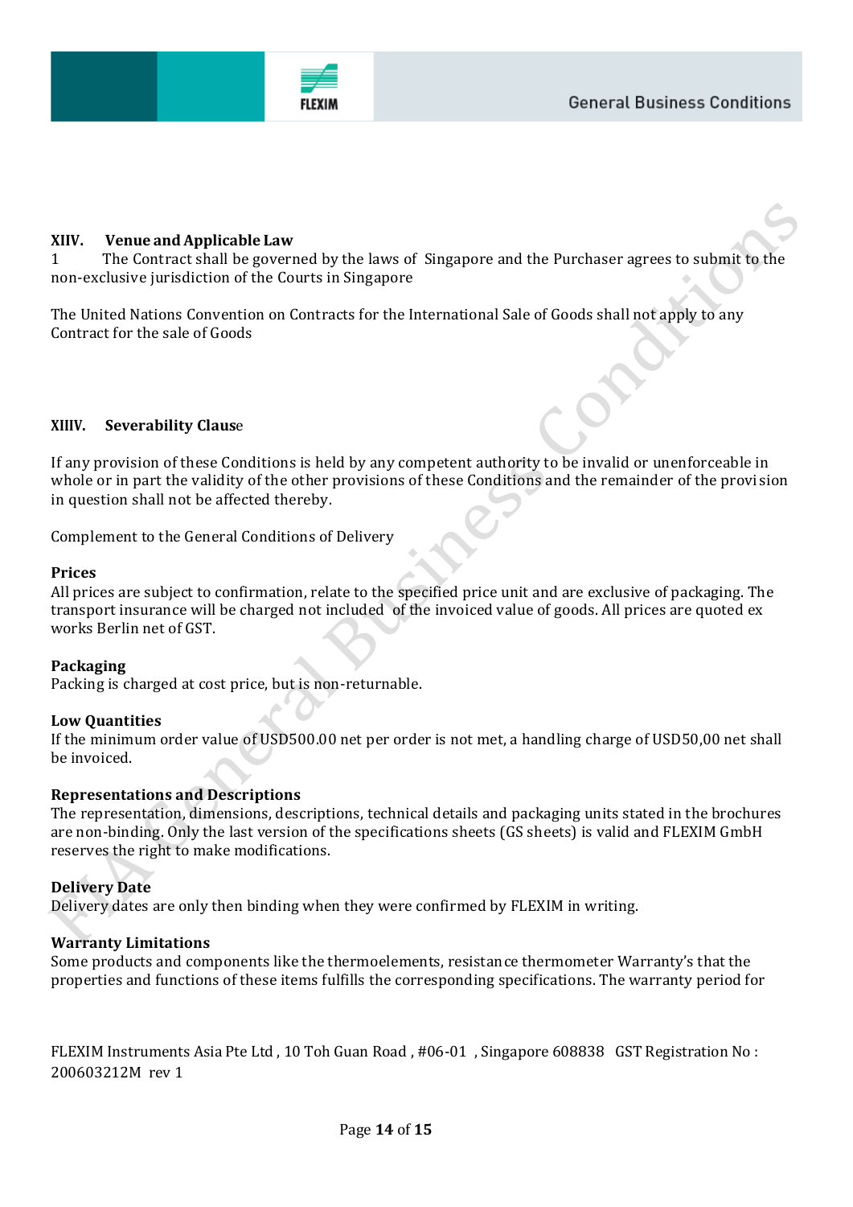## XIIV. Venue and Applicable Law

1 The Contract shall be governed by the laws of Singapore and the Purchaser agrees to submit to the non-exclusive jurisdiction of the Courts in Singapore

The United Nations Convention on Contracts for the International Sale of Goods shall not apply to any Contract for the sale of Goods

## XIIIV. Severability Clause

If any provision of these Conditions is held by any competent authority to be invalid or unenforceable in whole or in part the validity of the other provisions of these Conditions and the remainder of the provision in question shall not be affected thereby.

Complement to the General Conditions of Delivery

**Prices**

All prices are subject to confirmation, relate to the specified price unit and are exclusive of packaging. The transport insurance will be charged not included of the invoiced value of goods. All prices are quoted ex works Berlin net of GST.

**Packaging**

Packing is charged at cost price, but is non-returnable.

**Low Quantities**

If the minimum order value of USD500.00 net per order is not met, a handling charge of USD50,00 net shall be invoiced.

**Representations and Descriptions**

The representation, dimensions, descriptions, technical details and packaging units stated in the brochures are non-binding. Only the last version of the specifications sheets (GS sheets) is valid and FLEXIM GmbH reserves the right to make modifications.

**Delivery Date**

Delivery dates are only then binding when they were confirmed by FLEXIM in writing.

**Warranty Limitations**

Some products and components like the thermoelements, resistance thermometer Warranty's that the properties and functions of these items fulfills the corresponding specifications. The warranty period for

FLEXIM Instruments Asia Pte Ltd , 10 Toh Guan Road , #06-01 , Singapore 608838 GST Registration No : 200603212M rev 1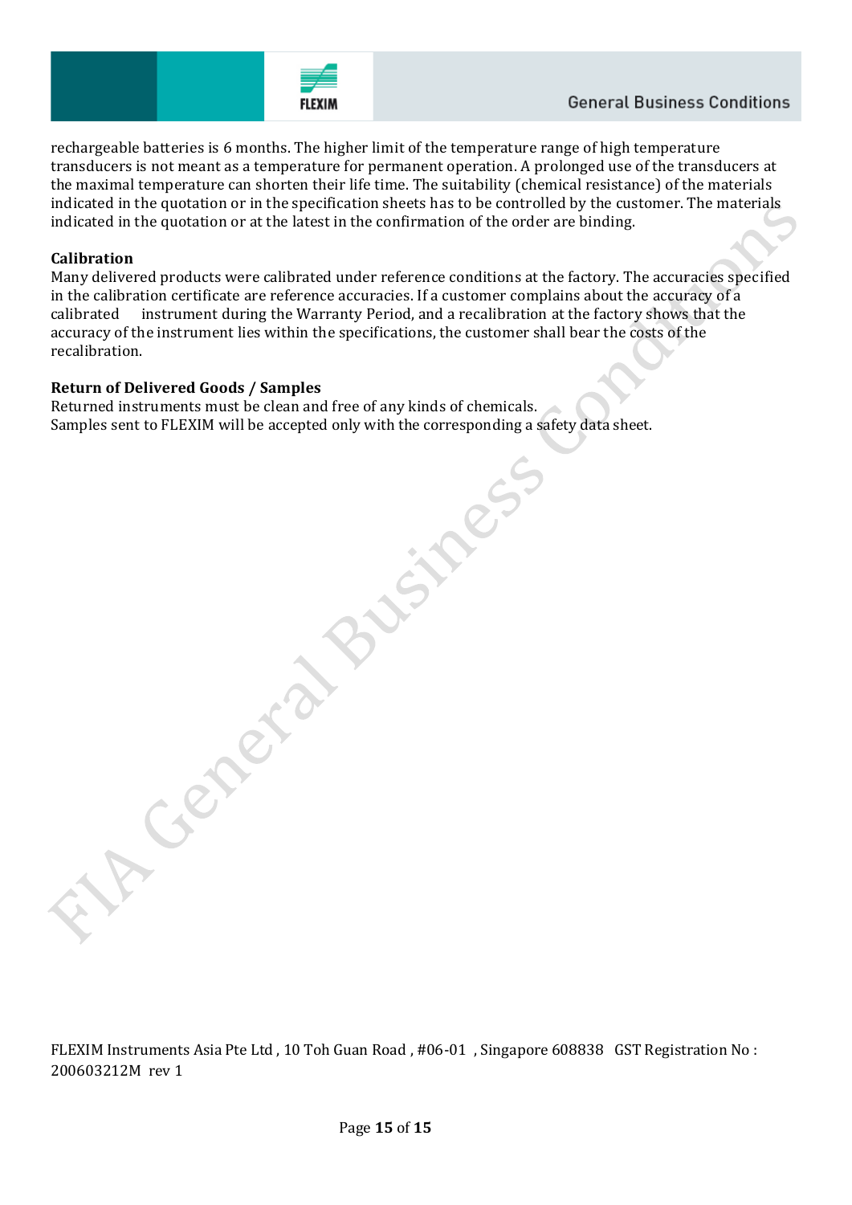rechargeable batteries is 6 months. The higher limit of the temperature range of high temperature transducers is not meant as a temperature for permanent operation. A prolonged use of the transducers at the maximal temperature can shorten their life time. The suitability (chemical resistance) of the materials indicated in the quotation or in the specification sheets has to be controlled by the customer. The materials indicated in the quotation or at the latest in the confirmation of the order are binding.

**Calibration**

Many delivered products were calibrated under reference conditions at the factory. The accuracies specified in the calibration certificate are reference accuracies. If a customer complains about the accuracy of a calibrated instrument during the Warranty Period, and a recalibration at the factory shows that the accuracy of the instrument lies within the specifications, the customer shall bear the costs of the recalibration.

**Return of Delivered Goods / Samples**

Returned instruments must be clean and free of any kinds of chemicals.
Samples sent to FLEXIM will be accepted only with the corresponding a safety data sheet.

FLEXIM Instruments Asia Pte Ltd , 10 Toh Guan Road , #06-01 , Singapore 608838 GST Registration No : 200603212M rev 1